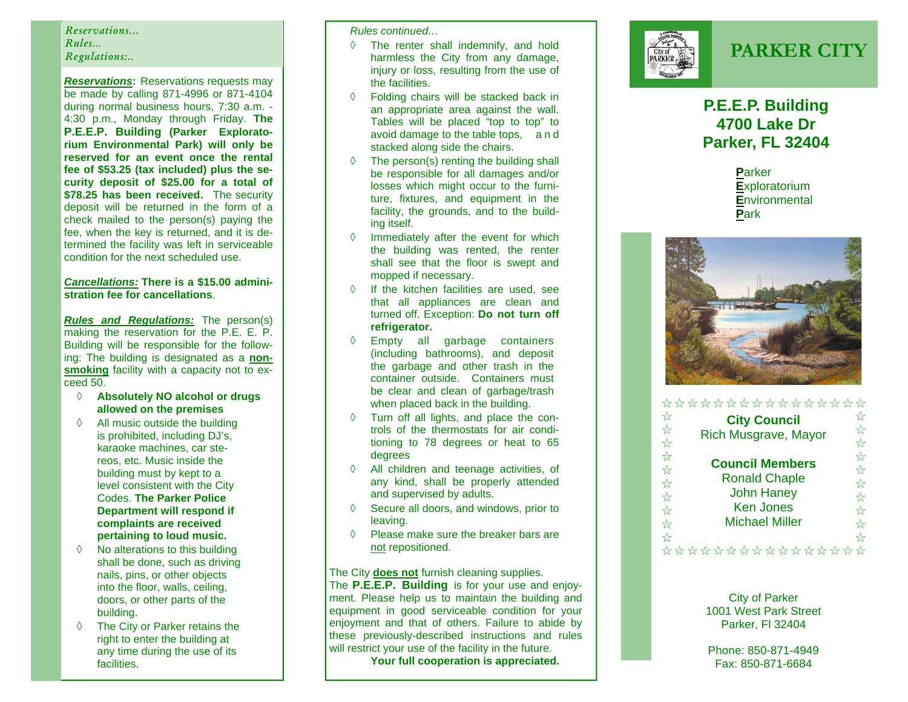*Reservations...*
*Rules...*
*Regulations:..*

***Reservations*:** Reservations requests may be made by calling 871-4996 or 871-4104 during normal business hours, 7:30 a.m. - 4:30 p.m., Monday through Friday. **The P.E.E.P. Building (Parker Exploratorium Environmental Park) will only be reserved for an event once the rental fee of $53.25 (tax included) plus the security deposit of $25.00 for a total of $78.25 has been received.** The security deposit will be returned in the form of a check mailed to the person(s) paying the fee, when the key is returned, and it is determined the facility was left in serviceable condition for the next scheduled use.

***Cancellations:*** **There is a $15.00 administration fee for cancellations**.

***Rules and Regulations:*** The person(s) making the reservation for the P.E. E. P. Building will be responsible for the following: The building is designated as a **non-smoking** facility with a capacity not to exceed 50.

- **Absolutely NO alcohol or drugs allowed on the premises**
- All music outside the building is prohibited, including DJ's, karaoke machines, car stereos, etc. Music inside the building must by kept to a level consistent with the City Codes. **The Parker Police Department will respond if complaints are received pertaining to loud music.**
- No alterations to this building shall be done, such as driving nails, pins, or other objects into the floor, walls, ceiling, doors, or other parts of the building.
- The City or Parker retains the right to enter the building at any time during the use of its facilities.

*Rules continued…*

- The renter shall indemnify, and hold harmless the City from any damage, injury or loss, resulting from the use of the facilities.
- Folding chairs will be stacked back in an appropriate area against the wall. Tables will be placed "top to top" to avoid damage to the table tops, and stacked along side the chairs.
- The person(s) renting the building shall be responsible for all damages and/or losses which might occur to the furniture, fixtures, and equipment in the facility, the grounds, and to the building itself.
- Immediately after the event for which the building was rented, the renter shall see that the floor is swept and mopped if necessary.
- If the kitchen facilities are used, see that all appliances are clean and turned off. Exception: **Do not turn off refrigerator.**
- Empty all garbage containers (including bathrooms), and deposit the garbage and other trash in the container outside. Containers must be clear and clean of garbage/trash when placed back in the building.
- Turn off all lights, and place the controls of the thermostats for air conditioning to 78 degrees or heat to 65 degrees
- All children and teenage activities, of any kind, shall be properly attended and supervised by adults.
- Secure all doors, and windows, prior to leaving.
- Please make sure the breaker bars are not repositioned.

The City **does not** furnish cleaning supplies.

The **P.E.E.P. Building** is for your use and enjoyment. Please help us to maintain the building and equipment in good serviceable condition for your enjoyment and that of others. Failure to abide by these previously-described instructions and rules will restrict your use of the facility in the future.

**Your full cooperation is appreciated.**

# PARKER CITY

## P.E.E.P. Building
## 4700 Lake Dr
## Parker, FL 32404

**P**arker
**E**xploratorium
**E**nvironmental
**P**ark

**City Council**
Rich Musgrave, Mayor

**Council Members**
Ronald Chaple
John Haney
Ken Jones
Michael Miller

City of Parker
1001 West Park Street
Parker, Fl 32404

Phone: 850-871-4949
Fax: 850-871-6684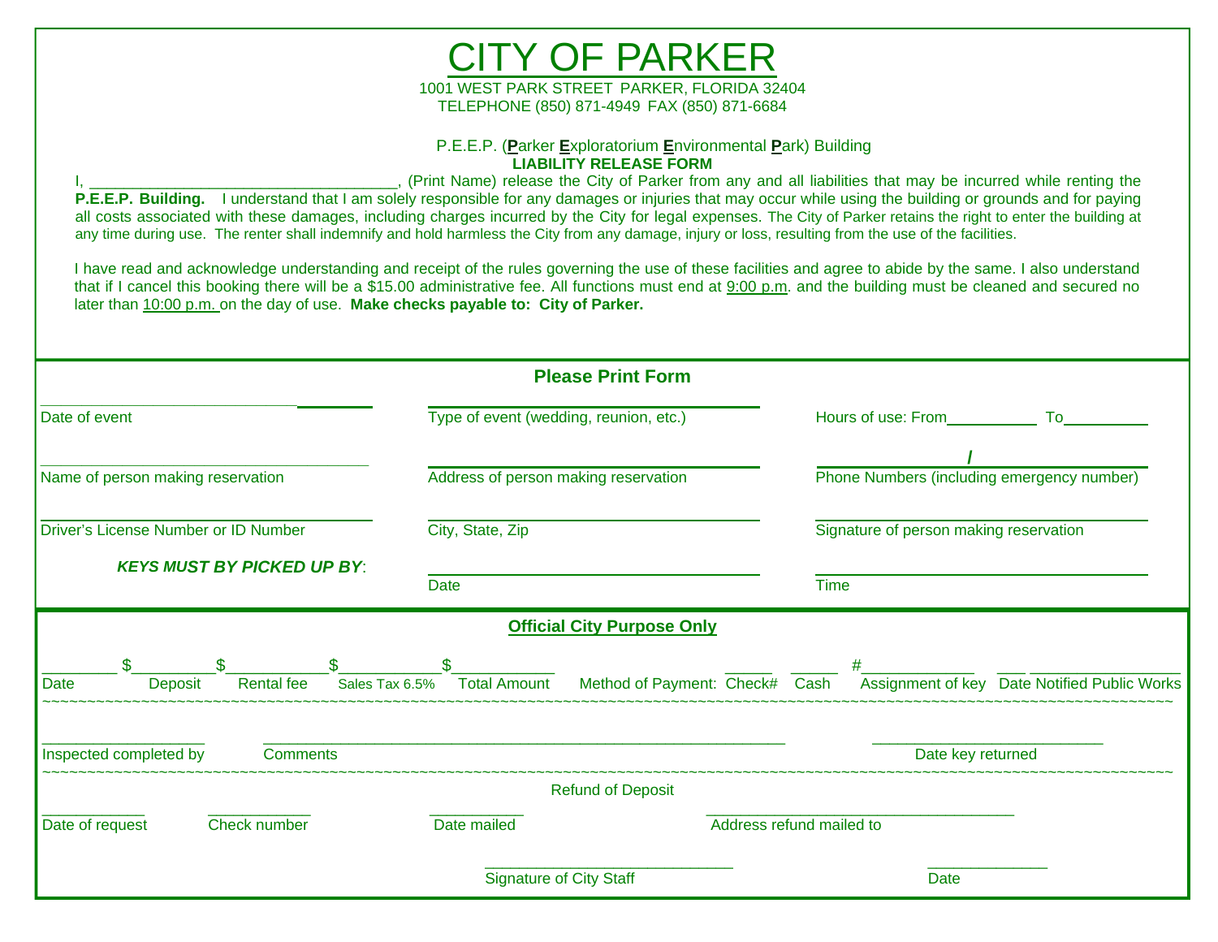# CITY OF PARKER

1001 WEST PARK STREET PARKER, FLORIDA 32404
TELEPHONE (850) 871-4949 FAX (850) 871-6684

P.E.E.P. (**P**arker **E**xploratorium **E**nvironmental **P**ark) Building
**LIABILITY RELEASE FORM**

I, ________________________________, (Print Name) release the City of Parker from any and all liabilities that may be incurred while renting the **P.E.E.P. Building.** I understand that I am solely responsible for any damages or injuries that may occur while using the building or grounds and for paying all costs associated with these damages, including charges incurred by the City for legal expenses. The City of Parker retains the right to enter the building at any time during use. The renter shall indemnify and hold harmless the City from any damage, injury or loss, resulting from the use of the facilities.

I have read and acknowledge understanding and receipt of the rules governing the use of these facilities and agree to abide by the same. I also understand that if I cancel this booking there will be a $15.00 administrative fee. All functions must end at 9:00 p.m. and the building must be cleaned and secured no later than 10:00 p.m. on the day of use. **Make checks payable to: City of Parker.**

## Please Print Form

| | | |
|---|---|---|
| Date of event ____________ | Type of event (wedding, reunion, etc.) ____________ | Hours of use: From ________ To ________ |
| Name of person making reservation ____________ | Address of person making reservation ____________ | Phone Numbers (including emergency number) ______ / ______ |
| Driver's License Number or ID Number ____________ | City, State, Zip ____________ | Signature of person making reservation ____________ |
| ***KEYS MUST BY PICKED UP BY*:** | Date ____________ | Time ____________ |

## Official City Purpose Only

________ $________ $________ $________ $________ ______ ______ #________ ___ ________

Date | Deposit | Rental fee | Sales Tax 6.5% | Total Amount | Method of Payment: Check# | Cash | Assignment of key | Date Notified Public Works

~~~~~~~~~~~~~~~~~~~~~~~~~~~~~~~~~~~~~~~~~~~~~~~~~~~~~~~~~~~~~~~~~~~~~~~~~~~~~~~~

__________ Inspected completed by

__________ Comments

__________ Date key returned

~~~~~~~~~~~~~~~~~~~~~~~~~~~~~~~~~~~~~~~~~~~~~~~~~~~~~~~~~~~~~~~~~~~~~~~~~~~~~~~~

Refund of Deposit

__________ Date of request

__________ Check number

__________ Date mailed

__________ Address refund mailed to

__________________ Signature of City Staff

__________ Date